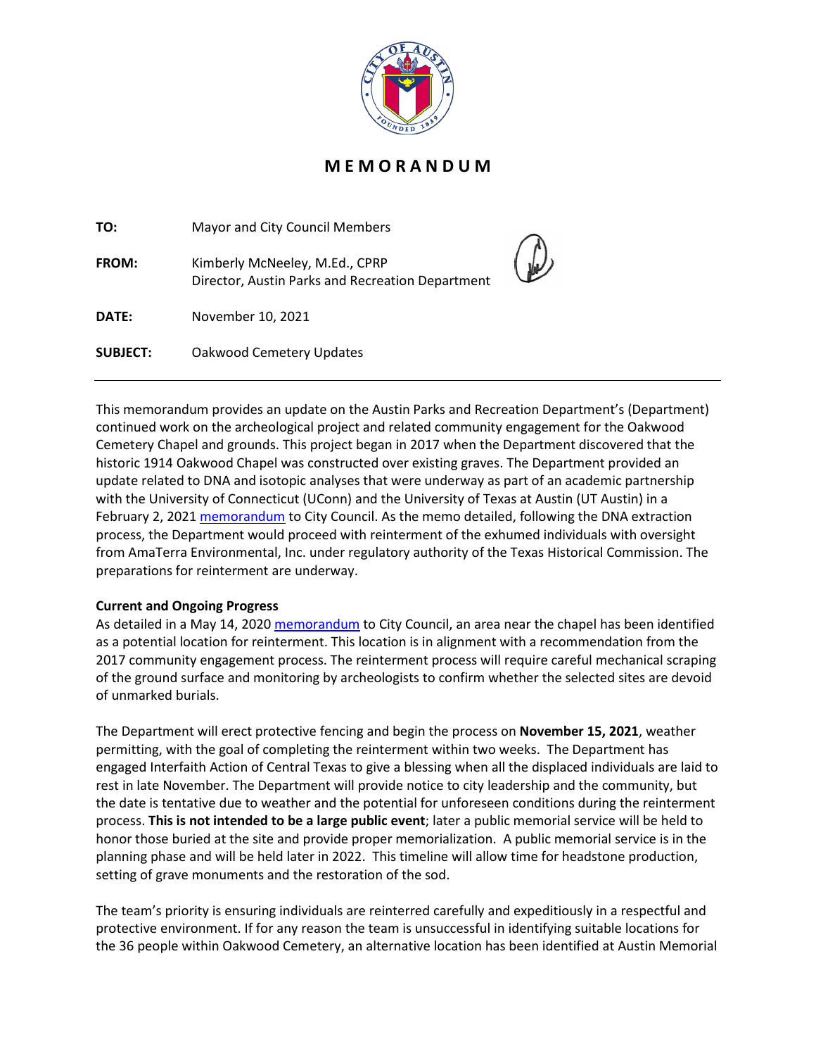# MEMORANDUM

**TO:** Mayor and City Council Members

**FROM:** Kimberly McNeeley, M.Ed., CPRP
Director, Austin Parks and Recreation Department

**DATE:** November 10, 2021

**SUBJECT:** Oakwood Cemetery Updates

---

This memorandum provides an update on the Austin Parks and Recreation Department's (Department) continued work on the archeological project and related community engagement for the Oakwood Cemetery Chapel and grounds. This project began in 2017 when the Department discovered that the historic 1914 Oakwood Chapel was constructed over existing graves. The Department provided an update related to DNA and isotopic analyses that were underway as part of an academic partnership with the University of Connecticut (UConn) and the University of Texas at Austin (UT Austin) in a February 2, 2021 memorandum to City Council. As the memo detailed, following the DNA extraction process, the Department would proceed with reinterment of the exhumed individuals with oversight from AmaTerra Environmental, Inc. under regulatory authority of the Texas Historical Commission. The preparations for reinterment are underway.

**Current and Ongoing Progress**

As detailed in a May 14, 2020 memorandum to City Council, an area near the chapel has been identified as a potential location for reinterment. This location is in alignment with a recommendation from the 2017 community engagement process. The reinterment process will require careful mechanical scraping of the ground surface and monitoring by archeologists to confirm whether the selected sites are devoid of unmarked burials.

The Department will erect protective fencing and begin the process on **November 15, 2021**, weather permitting, with the goal of completing the reinterment within two weeks. The Department has engaged Interfaith Action of Central Texas to give a blessing when all the displaced individuals are laid to rest in late November. The Department will provide notice to city leadership and the community, but the date is tentative due to weather and the potential for unforeseen conditions during the reinterment process. **This is not intended to be a large public event**; later a public memorial service will be held to honor those buried at the site and provide proper memorialization. A public memorial service is in the planning phase and will be held later in 2022. This timeline will allow time for headstone production, setting of grave monuments and the restoration of the sod.

The team's priority is ensuring individuals are reinterred carefully and expeditiously in a respectful and protective environment. If for any reason the team is unsuccessful in identifying suitable locations for the 36 people within Oakwood Cemetery, an alternative location has been identified at Austin Memorial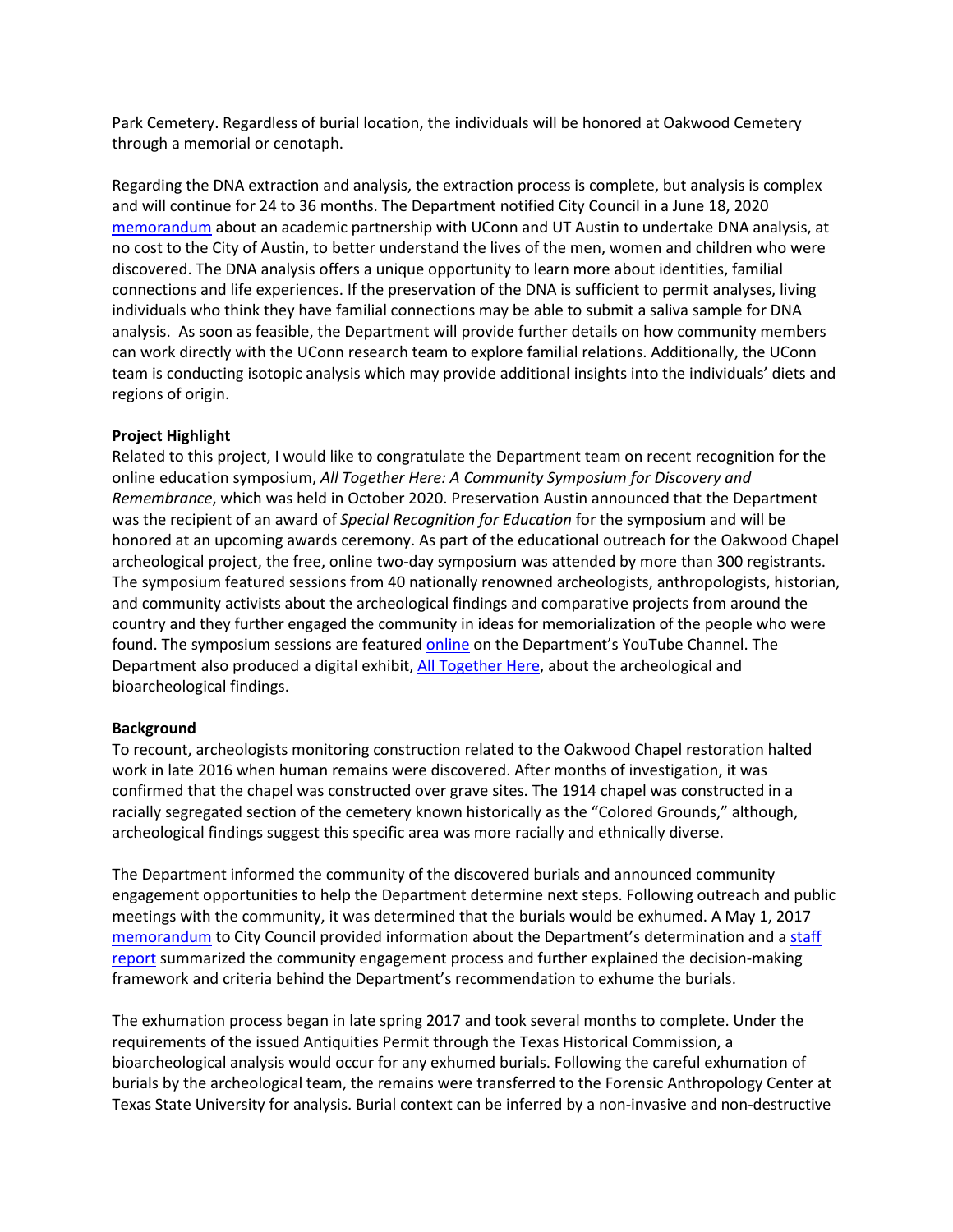Park Cemetery. Regardless of burial location, the individuals will be honored at Oakwood Cemetery through a memorial or cenotaph.

Regarding the DNA extraction and analysis, the extraction process is complete, but analysis is complex and will continue for 24 to 36 months. The Department notified City Council in a June 18, 2020 [memorandum](memorandum) about an academic partnership with UConn and UT Austin to undertake DNA analysis, at no cost to the City of Austin, to better understand the lives of the men, women and children who were discovered. The DNA analysis offers a unique opportunity to learn more about identities, familial connections and life experiences. If the preservation of the DNA is sufficient to permit analyses, living individuals who think they have familial connections may be able to submit a saliva sample for DNA analysis. As soon as feasible, the Department will provide further details on how community members can work directly with the UConn research team to explore familial relations. Additionally, the UConn team is conducting isotopic analysis which may provide additional insights into the individuals' diets and regions of origin.

**Project Highlight**

Related to this project, I would like to congratulate the Department team on recent recognition for the online education symposium, *All Together Here: A Community Symposium for Discovery and Remembrance*, which was held in October 2020. Preservation Austin announced that the Department was the recipient of an award of *Special Recognition for Education* for the symposium and will be honored at an upcoming awards ceremony. As part of the educational outreach for the Oakwood Chapel archeological project, the free, online two-day symposium was attended by more than 300 registrants. The symposium featured sessions from 40 nationally renowned archeologists, anthropologists, historian, and community activists about the archeological findings and comparative projects from around the country and they further engaged the community in ideas for memorialization of the people who were found. The symposium sessions are featured online on the Department's YouTube Channel. The Department also produced a digital exhibit, All Together Here, about the archeological and bioarcheological findings.

**Background**

To recount, archeologists monitoring construction related to the Oakwood Chapel restoration halted work in late 2016 when human remains were discovered. After months of investigation, it was confirmed that the chapel was constructed over grave sites. The 1914 chapel was constructed in a racially segregated section of the cemetery known historically as the "Colored Grounds," although, archeological findings suggest this specific area was more racially and ethnically diverse.

The Department informed the community of the discovered burials and announced community engagement opportunities to help the Department determine next steps. Following outreach and public meetings with the community, it was determined that the burials would be exhumed. A May 1, 2017 memorandum to City Council provided information about the Department's determination and a staff report summarized the community engagement process and further explained the decision-making framework and criteria behind the Department's recommendation to exhume the burials.

The exhumation process began in late spring 2017 and took several months to complete. Under the requirements of the issued Antiquities Permit through the Texas Historical Commission, a bioarcheological analysis would occur for any exhumed burials. Following the careful exhumation of burials by the archeological team, the remains were transferred to the Forensic Anthropology Center at Texas State University for analysis. Burial context can be inferred by a non-invasive and non-destructive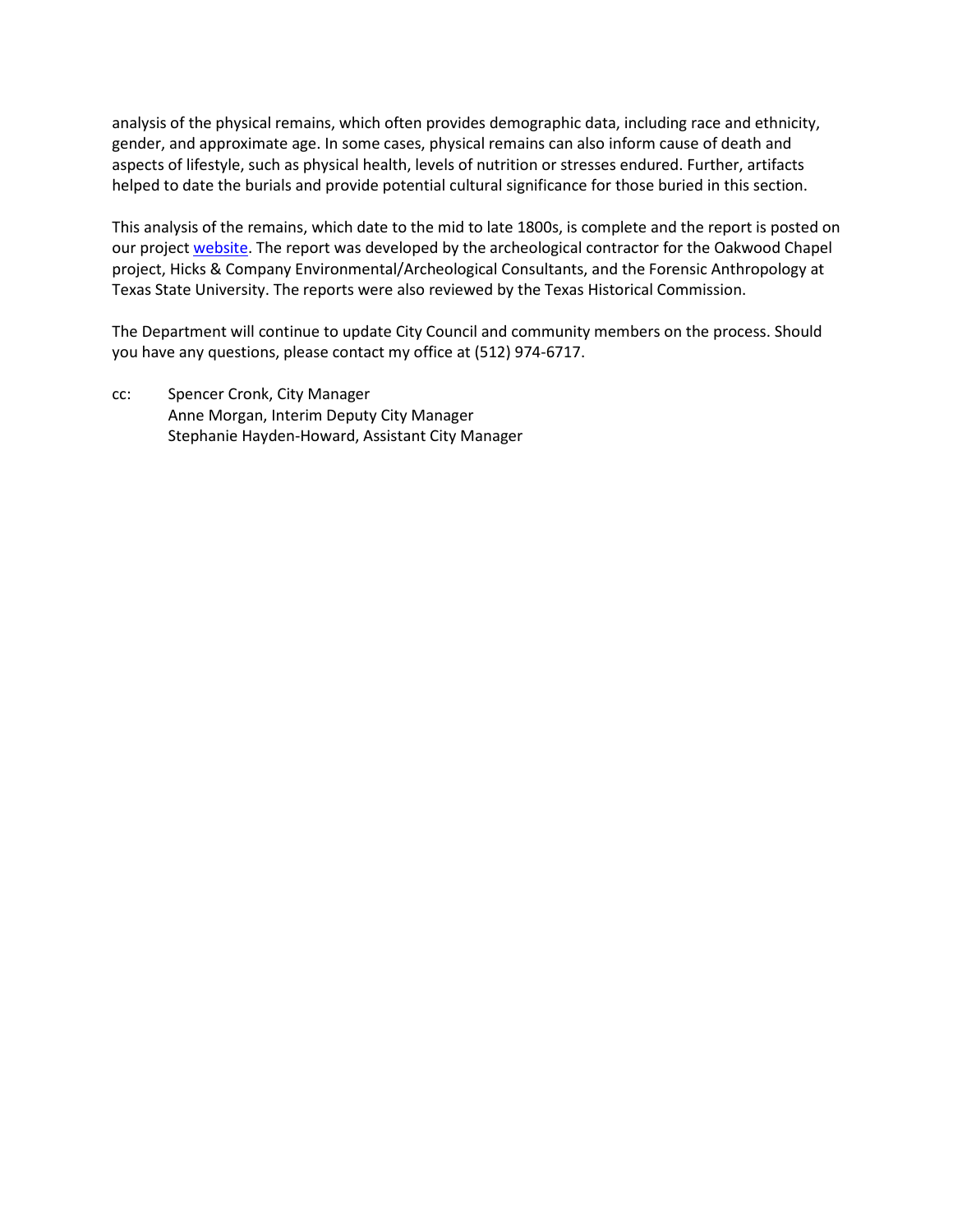analysis of the physical remains, which often provides demographic data, including race and ethnicity, gender, and approximate age. In some cases, physical remains can also inform cause of death and aspects of lifestyle, such as physical health, levels of nutrition or stresses endured. Further, artifacts helped to date the burials and provide potential cultural significance for those buried in this section.

This analysis of the remains, which date to the mid to late 1800s, is complete and the report is posted on our project website. The report was developed by the archeological contractor for the Oakwood Chapel project, Hicks & Company Environmental/Archeological Consultants, and the Forensic Anthropology at Texas State University. The reports were also reviewed by the Texas Historical Commission.

The Department will continue to update City Council and community members on the process. Should you have any questions, please contact my office at (512) 974-6717.

cc: Spencer Cronk, City Manager
Anne Morgan, Interim Deputy City Manager
Stephanie Hayden-Howard, Assistant City Manager